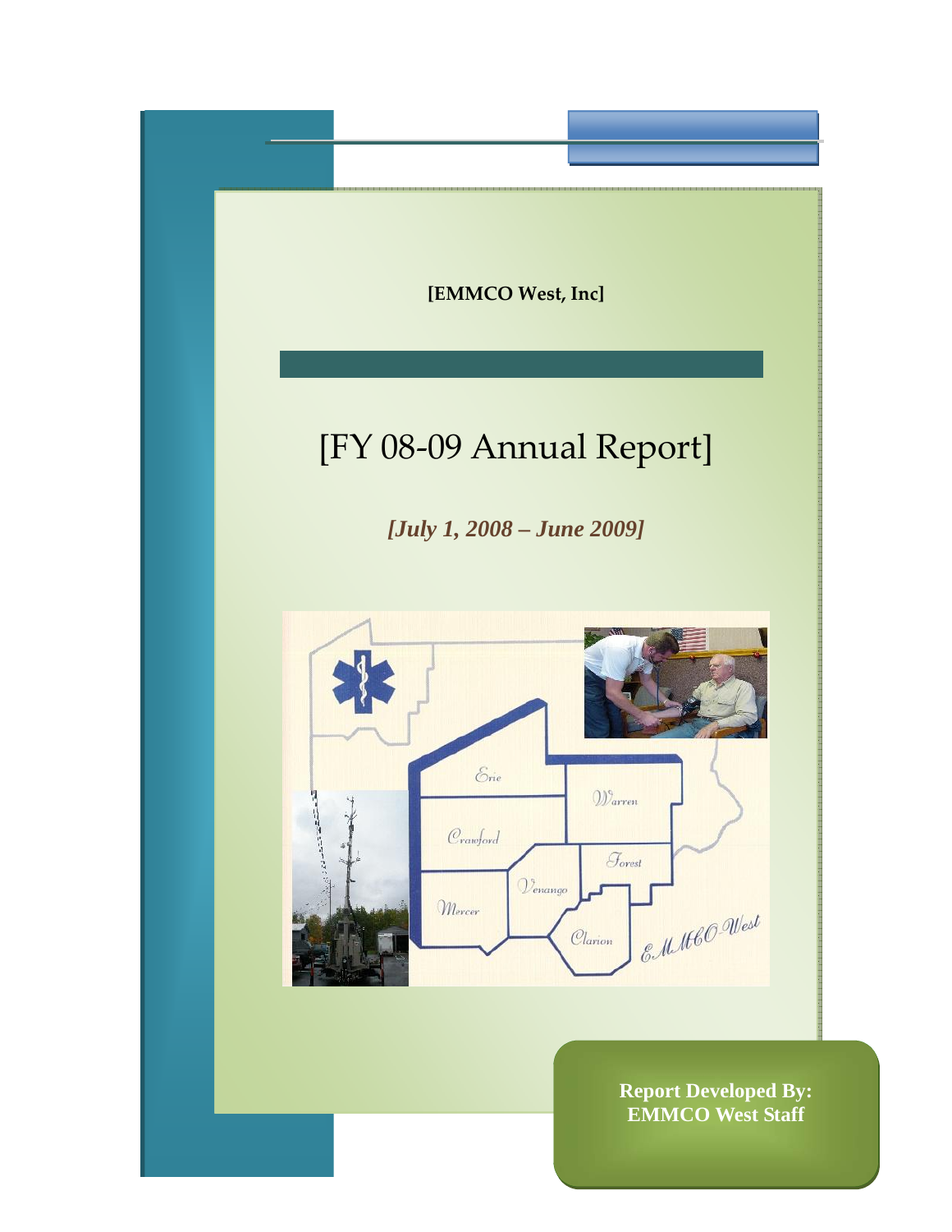[EMMCO West, Inc]

# [FY 08-09 Annual Report]

***[July 1, 2008 – June 2009]***

**Report Developed By:**
**EMMCO West Staff**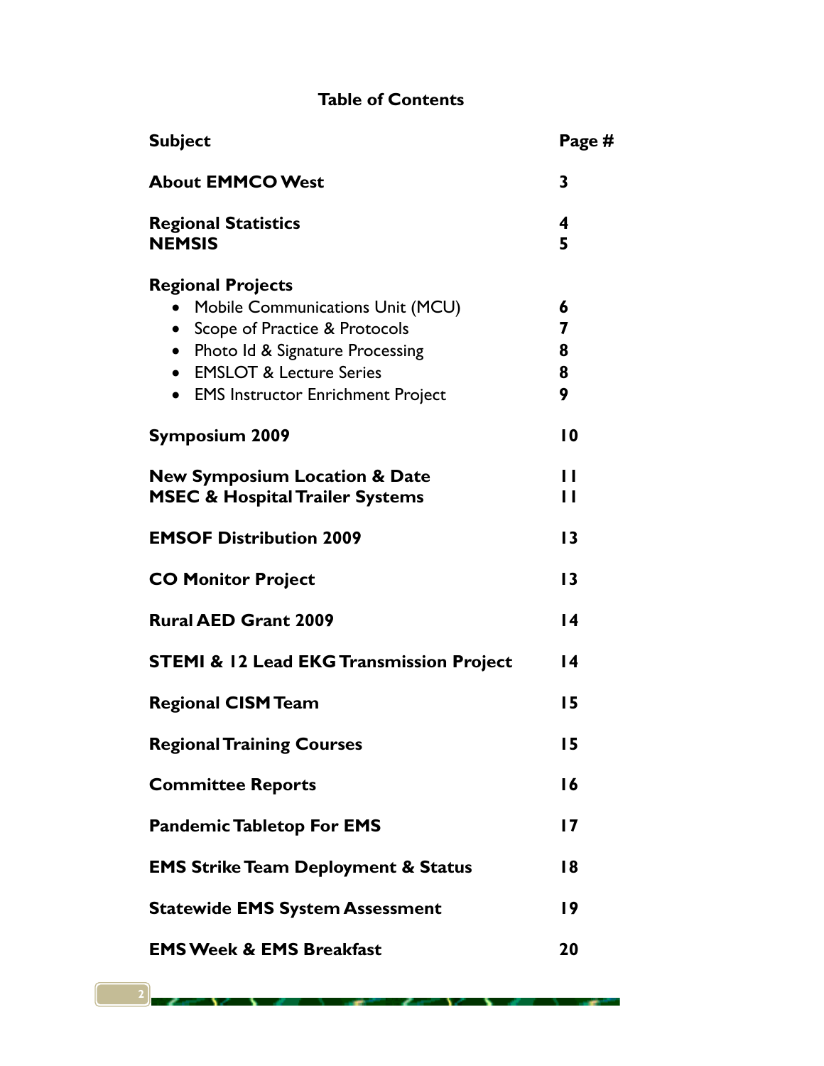## Table of Contents

| Subject | Page # |
|---|---|
| **About EMMCO West** | **3** |
| **Regional Statistics** | **4** |
| **NEMSIS** | **5** |
| **Regional Projects** | |
| • Mobile Communications Unit (MCU) | **6** |
| • Scope of Practice & Protocols | **7** |
| • Photo Id & Signature Processing | **8** |
| • EMSLOT & Lecture Series | **8** |
| • EMS Instructor Enrichment Project | **9** |
| **Symposium 2009** | **10** |
| **New Symposium Location & Date** | **11** |
| **MSEC & Hospital Trailer Systems** | **11** |
| **EMSOF Distribution 2009** | **13** |
| **CO Monitor Project** | **13** |
| **Rural AED Grant 2009** | **14** |
| **STEMI & 12 Lead EKG Transmission Project** | **14** |
| **Regional CISM Team** | **15** |
| **Regional Training Courses** | **15** |
| **Committee Reports** | **16** |
| **Pandemic Tabletop For EMS** | **17** |
| **EMS Strike Team Deployment & Status** | **18** |
| **Statewide EMS System Assessment** | **19** |
| **EMS Week & EMS Breakfast** | **20** |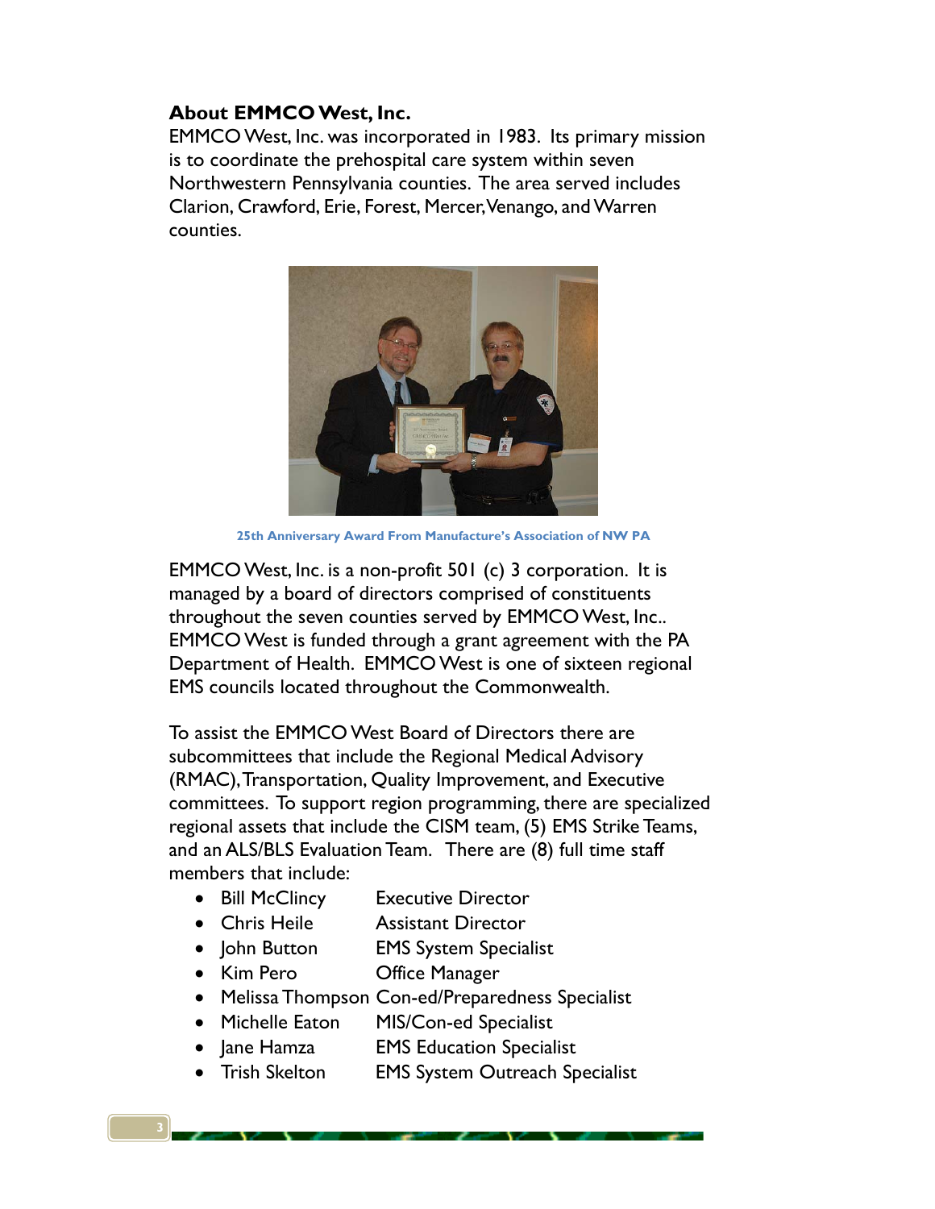**About EMMCO West, Inc.**

EMMCO West, Inc. was incorporated in 1983. Its primary mission is to coordinate the prehospital care system within seven Northwestern Pennsylvania counties. The area served includes Clarion, Crawford, Erie, Forest, Mercer, Venango, and Warren counties.

25th Anniversary Award From Manufacture's Association of NW PA

EMMCO West, Inc. is a non-profit 501 (c) 3 corporation. It is managed by a board of directors comprised of constituents throughout the seven counties served by EMMCO West, Inc.. EMMCO West is funded through a grant agreement with the PA Department of Health. EMMCO West is one of sixteen regional EMS councils located throughout the Commonwealth.

To assist the EMMCO West Board of Directors there are subcommittees that include the Regional Medical Advisory (RMAC), Transportation, Quality Improvement, and Executive committees. To support region programming, there are specialized regional assets that include the CISM team, (5) EMS Strike Teams, and an ALS/BLS Evaluation Team. There are (8) full time staff members that include:

- Bill McClincy — Executive Director
- Chris Heile — Assistant Director
- John Button — EMS System Specialist
- Kim Pero — Office Manager
- Melissa Thompson — Con-ed/Preparedness Specialist
- Michelle Eaton — MIS/Con-ed Specialist
- Jane Hamza — EMS Education Specialist
- Trish Skelton — EMS System Outreach Specialist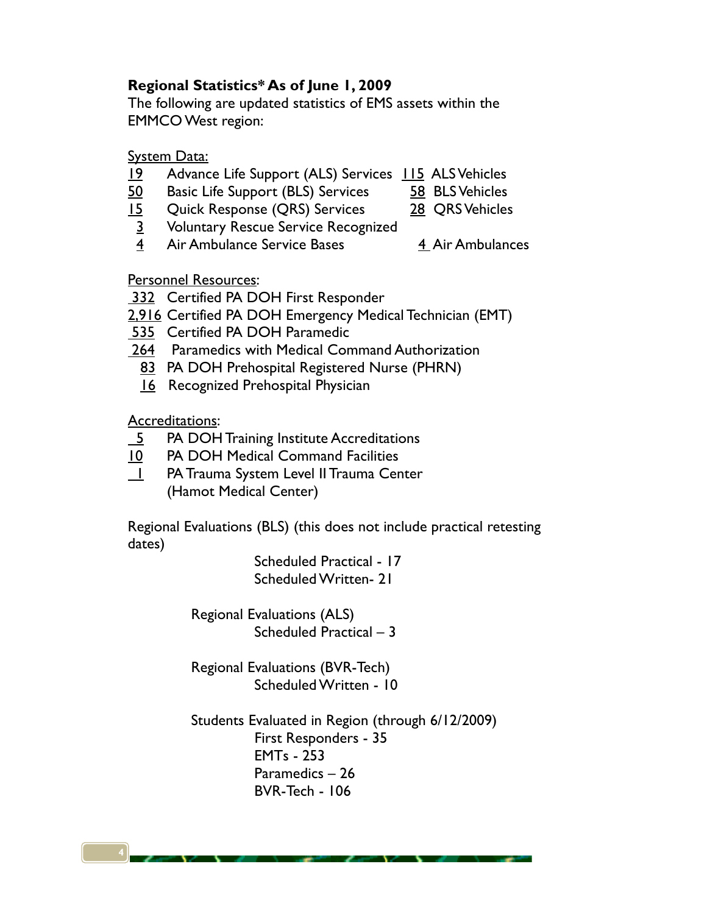**Regional Statistics* As of June 1, 2009**

The following are updated statistics of EMS assets within the EMMCO West region:

System Data:

| | | | |
|---|---|---|---|
| 19 | Advance Life Support (ALS) Services | 115 | ALS Vehicles |
| 50 | Basic Life Support (BLS) Services | 58 | BLS Vehicles |
| 15 | Quick Response (QRS) Services | 28 | QRS Vehicles |
| 3 | Voluntary Rescue Service Recognized | | |
| 4 | Air Ambulance Service Bases | 4 | Air Ambulances |

Personnel Resources:

- 332 Certified PA DOH First Responder
- 2,916 Certified PA DOH Emergency Medical Technician (EMT)
- 535 Certified PA DOH Paramedic
- 264 Paramedics with Medical Command Authorization
- 83 PA DOH Prehospital Registered Nurse (PHRN)
- 16 Recognized Prehospital Physician

Accreditations:

- 5 PA DOH Training Institute Accreditations
- 10 PA DOH Medical Command Facilities
- 1 PA Trauma System Level II Trauma Center (Hamot Medical Center)

Regional Evaluations (BLS) (this does not include practical retesting dates)

Scheduled Practical - 17
Scheduled Written- 21

Regional Evaluations (ALS)

Scheduled Practical – 3

Regional Evaluations (BVR-Tech)

Scheduled Written - 10

Students Evaluated in Region (through 6/12/2009)

First Responders - 35
EMTs - 253
Paramedics – 26
BVR-Tech - 106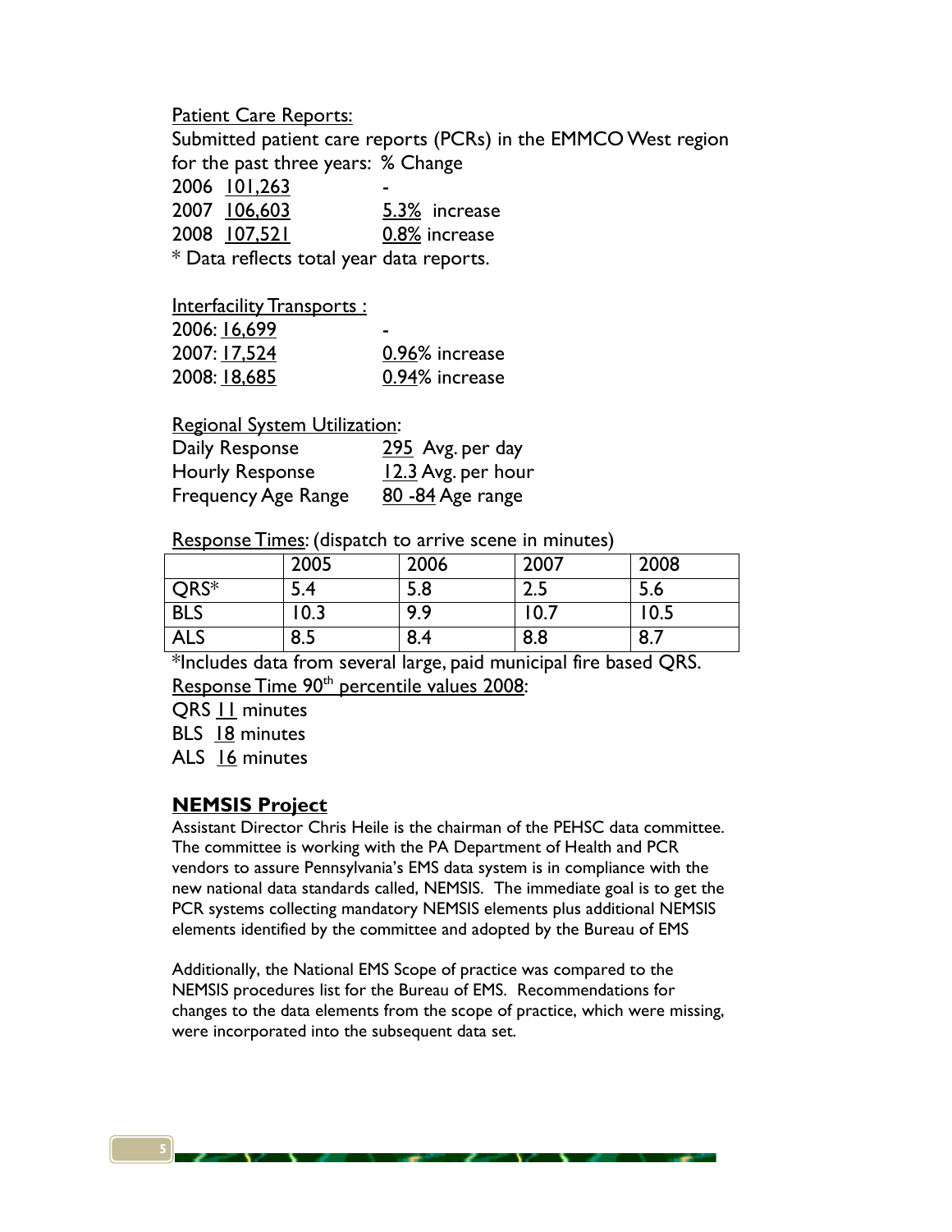Patient Care Reports:

Submitted patient care reports (PCRs) in the EMMCO West region for the past three years: % Change

| Year | PCRs | % Change |
|---|---|---|
| 2006 | 101,263 | - |
| 2007 | 106,603 | 5.3% increase |
| 2008 | 107,521 | 0.8% increase |

* Data reflects total year data reports.

Interfacility Transports :

| Year | Transports | % Change |
|---|---|---|
| 2006 | 16,699 | - |
| 2007 | 17,524 | 0.96% increase |
| 2008 | 18,685 | 0.94% increase |

Regional System Utilization:

| | |
|---|---|
| Daily Response | 295 Avg. per day |
| Hourly Response | 12.3 Avg. per hour |
| Frequency Age Range | 80 -84 Age range |

Response Times: (dispatch to arrive scene in minutes)

| | 2005 | 2006 | 2007 | 2008 |
|---|---|---|---|---|
| QRS* | 5.4 | 5.8 | 2.5 | 5.6 |
| BLS | 10.3 | 9.9 | 10.7 | 10.5 |
| ALS | 8.5 | 8.4 | 8.8 | 8.7 |

*Includes data from several large, paid municipal fire based QRS.

Response Time 90th percentile values 2008:

QRS 11 minutes

BLS 18 minutes

ALS 16 minutes

## NEMSIS Project

Assistant Director Chris Heile is the chairman of the PEHSC data committee. The committee is working with the PA Department of Health and PCR vendors to assure Pennsylvania's EMS data system is in compliance with the new national data standards called, NEMSIS. The immediate goal is to get the PCR systems collecting mandatory NEMSIS elements plus additional NEMSIS elements identified by the committee and adopted by the Bureau of EMS

Additionally, the National EMS Scope of practice was compared to the NEMSIS procedures list for the Bureau of EMS. Recommendations for changes to the data elements from the scope of practice, which were missing, were incorporated into the subsequent data set.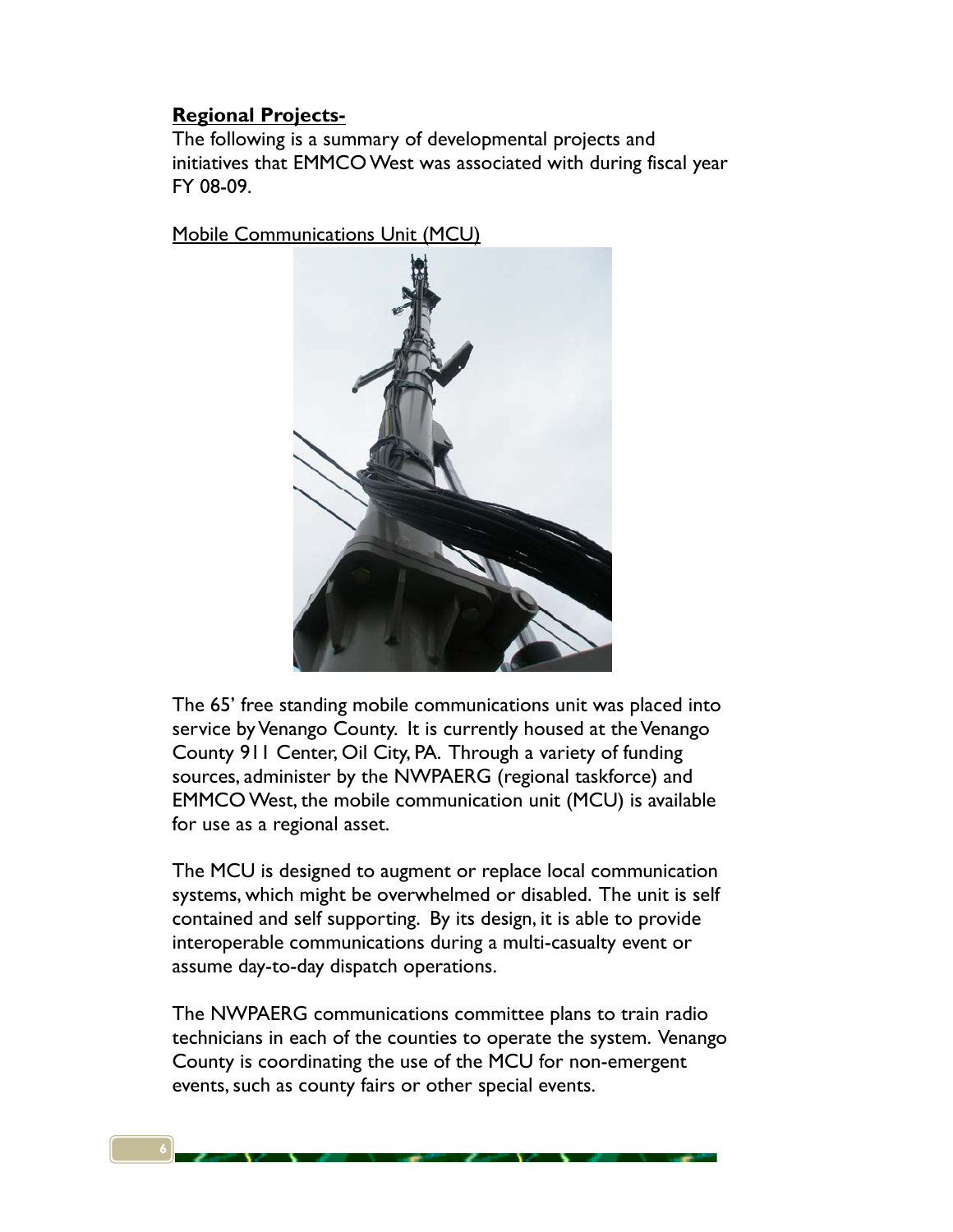**Regional Projects-**

The following is a summary of developmental projects and initiatives that EMMCO West was associated with during fiscal year FY 08-09.

Mobile Communications Unit (MCU)

The 65' free standing mobile communications unit was placed into service by Venango County. It is currently housed at the Venango County 911 Center, Oil City, PA. Through a variety of funding sources, administer by the NWPAERG (regional taskforce) and EMMCO West, the mobile communication unit (MCU) is available for use as a regional asset.

The MCU is designed to augment or replace local communication systems, which might be overwhelmed or disabled. The unit is self contained and self supporting. By its design, it is able to provide interoperable communications during a multi-casualty event or assume day-to-day dispatch operations.

The NWPAERG communications committee plans to train radio technicians in each of the counties to operate the system. Venango County is coordinating the use of the MCU for non-emergent events, such as county fairs or other special events.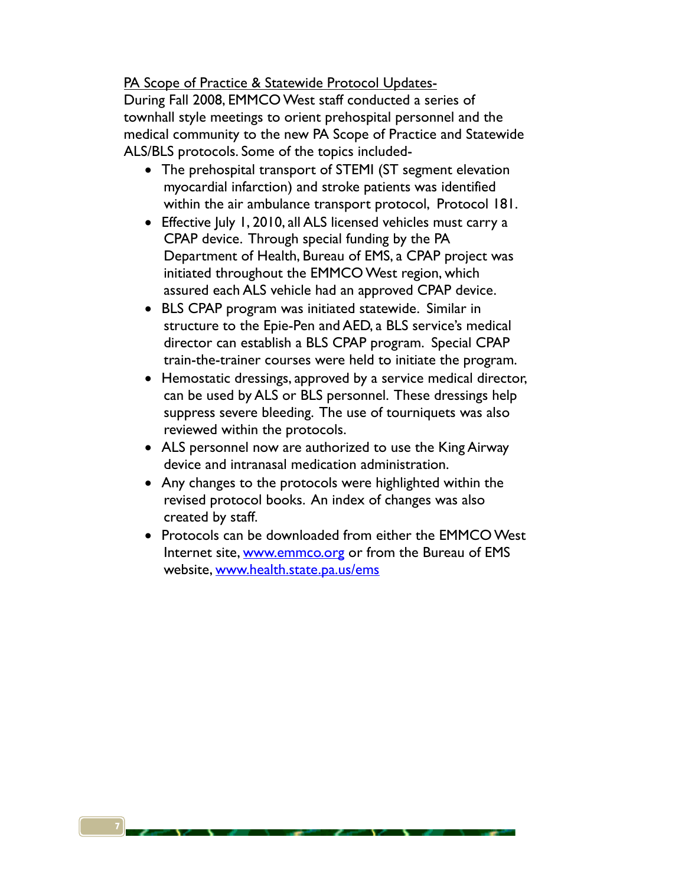PA Scope of Practice & Statewide Protocol Updates-

During Fall 2008, EMMCO West staff conducted a series of townhall style meetings to orient prehospital personnel and the medical community to the new PA Scope of Practice and Statewide ALS/BLS protocols. Some of the topics included-

- The prehospital transport of STEMI (ST segment elevation myocardial infarction) and stroke patients was identified within the air ambulance transport protocol, Protocol 181.
- Effective July 1, 2010, all ALS licensed vehicles must carry a CPAP device. Through special funding by the PA Department of Health, Bureau of EMS, a CPAP project was initiated throughout the EMMCO West region, which assured each ALS vehicle had an approved CPAP device.
- BLS CPAP program was initiated statewide. Similar in structure to the Epie-Pen and AED, a BLS service's medical director can establish a BLS CPAP program. Special CPAP train-the-trainer courses were held to initiate the program.
- Hemostatic dressings, approved by a service medical director, can be used by ALS or BLS personnel. These dressings help suppress severe bleeding. The use of tourniquets was also reviewed within the protocols.
- ALS personnel now are authorized to use the King Airway device and intranasal medication administration.
- Any changes to the protocols were highlighted within the revised protocol books. An index of changes was also created by staff.
- Protocols can be downloaded from either the EMMCO West Internet site, www.emmco.org or from the Bureau of EMS website, www.health.state.pa.us/ems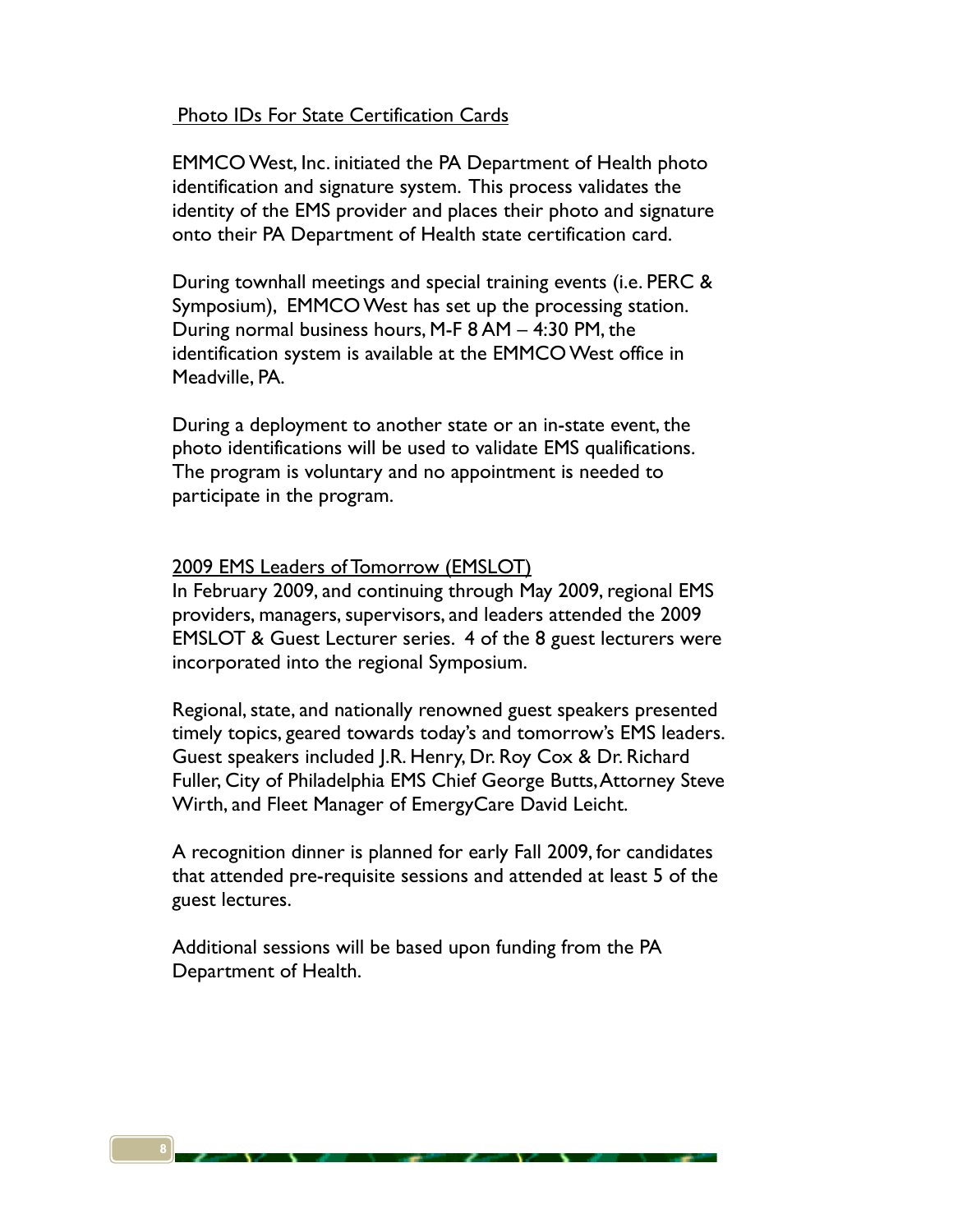## Photo IDs For State Certification Cards

EMMCO West, Inc. initiated the PA Department of Health photo identification and signature system. This process validates the identity of the EMS provider and places their photo and signature onto their PA Department of Health state certification card.

During townhall meetings and special training events (i.e. PERC & Symposium), EMMCO West has set up the processing station. During normal business hours, M-F 8 AM – 4:30 PM, the identification system is available at the EMMCO West office in Meadville, PA.

During a deployment to another state or an in-state event, the photo identifications will be used to validate EMS qualifications. The program is voluntary and no appointment is needed to participate in the program.

## 2009 EMS Leaders of Tomorrow (EMSLOT)

In February 2009, and continuing through May 2009, regional EMS providers, managers, supervisors, and leaders attended the 2009 EMSLOT & Guest Lecturer series. 4 of the 8 guest lecturers were incorporated into the regional Symposium.

Regional, state, and nationally renowned guest speakers presented timely topics, geared towards today's and tomorrow's EMS leaders. Guest speakers included J.R. Henry, Dr. Roy Cox & Dr. Richard Fuller, City of Philadelphia EMS Chief George Butts, Attorney Steve Wirth, and Fleet Manager of EmergyCare David Leicht.

A recognition dinner is planned for early Fall 2009, for candidates that attended pre-requisite sessions and attended at least 5 of the guest lectures.

Additional sessions will be based upon funding from the PA Department of Health.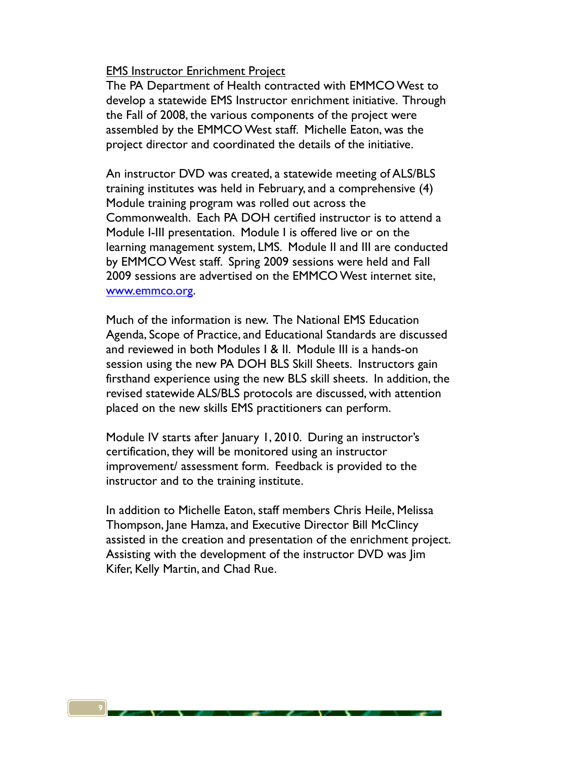## EMS Instructor Enrichment Project

The PA Department of Health contracted with EMMCO West to develop a statewide EMS Instructor enrichment initiative. Through the Fall of 2008, the various components of the project were assembled by the EMMCO West staff. Michelle Eaton, was the project director and coordinated the details of the initiative.

An instructor DVD was created, a statewide meeting of ALS/BLS training institutes was held in February, and a comprehensive (4) Module training program was rolled out across the Commonwealth. Each PA DOH certified instructor is to attend a Module I-III presentation. Module I is offered live or on the learning management system, LMS. Module II and III are conducted by EMMCO West staff. Spring 2009 sessions were held and Fall 2009 sessions are advertised on the EMMCO West internet site, [www.emmco.org](http://www.emmco.org).

Much of the information is new. The National EMS Education Agenda, Scope of Practice, and Educational Standards are discussed and reviewed in both Modules I & II. Module III is a hands-on session using the new PA DOH BLS Skill Sheets. Instructors gain firsthand experience using the new BLS skill sheets. In addition, the revised statewide ALS/BLS protocols are discussed, with attention placed on the new skills EMS practitioners can perform.

Module IV starts after January 1, 2010. During an instructor's certification, they will be monitored using an instructor improvement/ assessment form. Feedback is provided to the instructor and to the training institute.

In addition to Michelle Eaton, staff members Chris Heile, Melissa Thompson, Jane Hamza, and Executive Director Bill McClincy assisted in the creation and presentation of the enrichment project. Assisting with the development of the instructor DVD was Jim Kifer, Kelly Martin, and Chad Rue.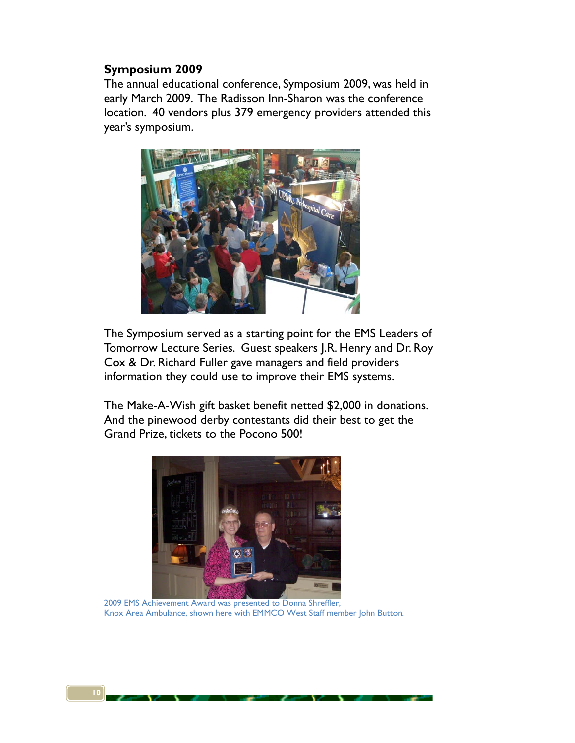## Symposium 2009

The annual educational conference, Symposium 2009, was held in early March 2009. The Radisson Inn-Sharon was the conference location. 40 vendors plus 379 emergency providers attended this year's symposium.

The Symposium served as a starting point for the EMS Leaders of Tomorrow Lecture Series. Guest speakers J.R. Henry and Dr. Roy Cox & Dr. Richard Fuller gave managers and field providers information they could use to improve their EMS systems.

The Make-A-Wish gift basket benefit netted $2,000 in donations. And the pinewood derby contestants did their best to get the Grand Prize, tickets to the Pocono 500!

2009 EMS Achievement Award was presented to Donna Shreffler, Knox Area Ambulance, shown here with EMMCO West Staff member John Button.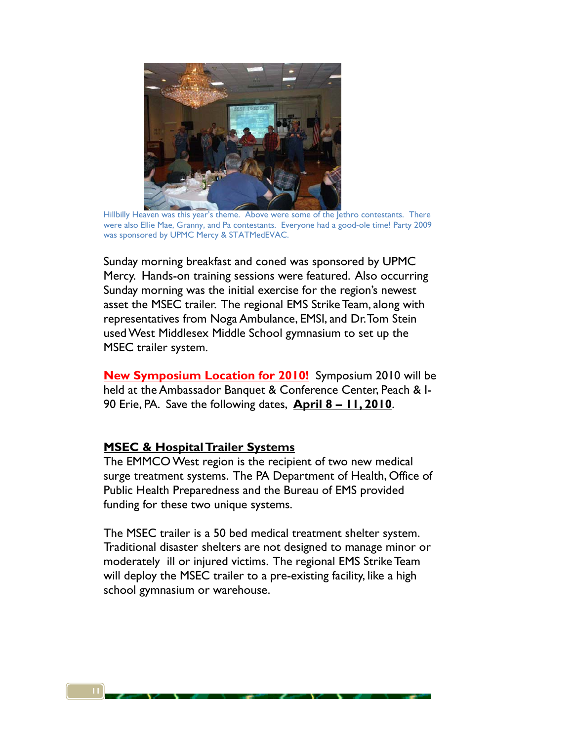Hillbilly Heaven was this year's theme. Above were some of the Jethro contestants. There were also Ellie Mae, Granny, and Pa contestants. Everyone had a good-ole time! Party 2009 was sponsored by UPMC Mercy & STATMedEVAC.

Sunday morning breakfast and coned was sponsored by UPMC Mercy. Hands-on training sessions were featured. Also occurring Sunday morning was the initial exercise for the region's newest asset the MSEC trailer. The regional EMS Strike Team, along with representatives from Noga Ambulance, EMSI, and Dr. Tom Stein used West Middlesex Middle School gymnasium to set up the MSEC trailer system.

**New Symposium Location for 2010!** Symposium 2010 will be held at the Ambassador Banquet & Conference Center, Peach & I-90 Erie, PA. Save the following dates, **April 8 – 11, 2010**.

## MSEC & Hospital Trailer Systems

The EMMCO West region is the recipient of two new medical surge treatment systems. The PA Department of Health, Office of Public Health Preparedness and the Bureau of EMS provided funding for these two unique systems.

The MSEC trailer is a 50 bed medical treatment shelter system. Traditional disaster shelters are not designed to manage minor or moderately ill or injured victims. The regional EMS Strike Team will deploy the MSEC trailer to a pre-existing facility, like a high school gymnasium or warehouse.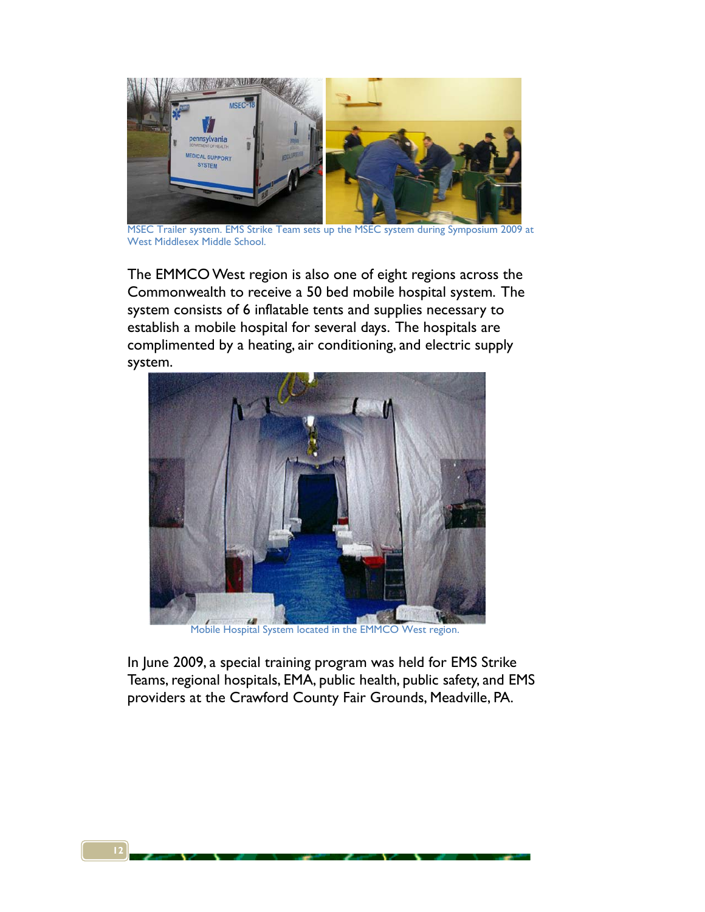MSEC Trailer system. EMS Strike Team sets up the MSEC system during Symposium 2009 at West Middlesex Middle School.

The EMMCO West region is also one of eight regions across the Commonwealth to receive a 50 bed mobile hospital system. The system consists of 6 inflatable tents and supplies necessary to establish a mobile hospital for several days. The hospitals are complimented by a heating, air conditioning, and electric supply system.

Mobile Hospital System located in the EMMCO West region.

In June 2009, a special training program was held for EMS Strike Teams, regional hospitals, EMA, public health, public safety, and EMS providers at the Crawford County Fair Grounds, Meadville, PA.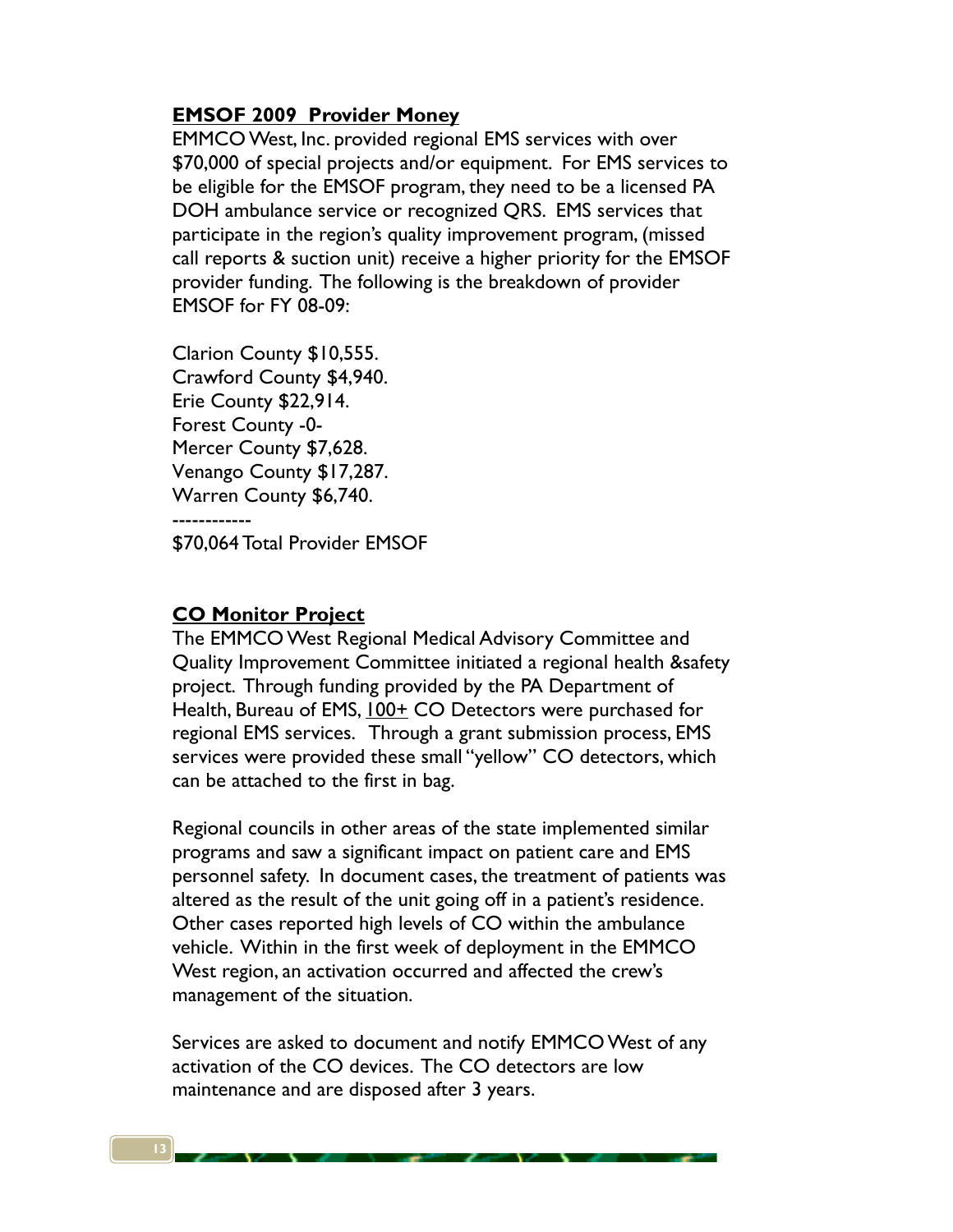## EMSOF 2009 Provider Money

EMMCO West, Inc. provided regional EMS services with over $70,000 of special projects and/or equipment. For EMS services to be eligible for the EMSOF program, they need to be a licensed PA DOH ambulance service or recognized QRS. EMS services that participate in the region's quality improvement program, (missed call reports & suction unit) receive a higher priority for the EMSOF provider funding. The following is the breakdown of provider EMSOF for FY 08-09:

Clarion County $10,555.
Crawford County $4,940.
Erie County $22,914.
Forest County -0-
Mercer County $7,628.
Venango County $17,287.
Warren County $6,740.
------------
$70,064 Total Provider EMSOF

## CO Monitor Project

The EMMCO West Regional Medical Advisory Committee and Quality Improvement Committee initiated a regional health &safety project. Through funding provided by the PA Department of Health, Bureau of EMS, <u>100+</u> CO Detectors were purchased for regional EMS services. Through a grant submission process, EMS services were provided these small "yellow" CO detectors, which can be attached to the first in bag.

Regional councils in other areas of the state implemented similar programs and saw a significant impact on patient care and EMS personnel safety. In document cases, the treatment of patients was altered as the result of the unit going off in a patient's residence. Other cases reported high levels of CO within the ambulance vehicle. Within in the first week of deployment in the EMMCO West region, an activation occurred and affected the crew's management of the situation.

Services are asked to document and notify EMMCO West of any activation of the CO devices. The CO detectors are low maintenance and are disposed after 3 years.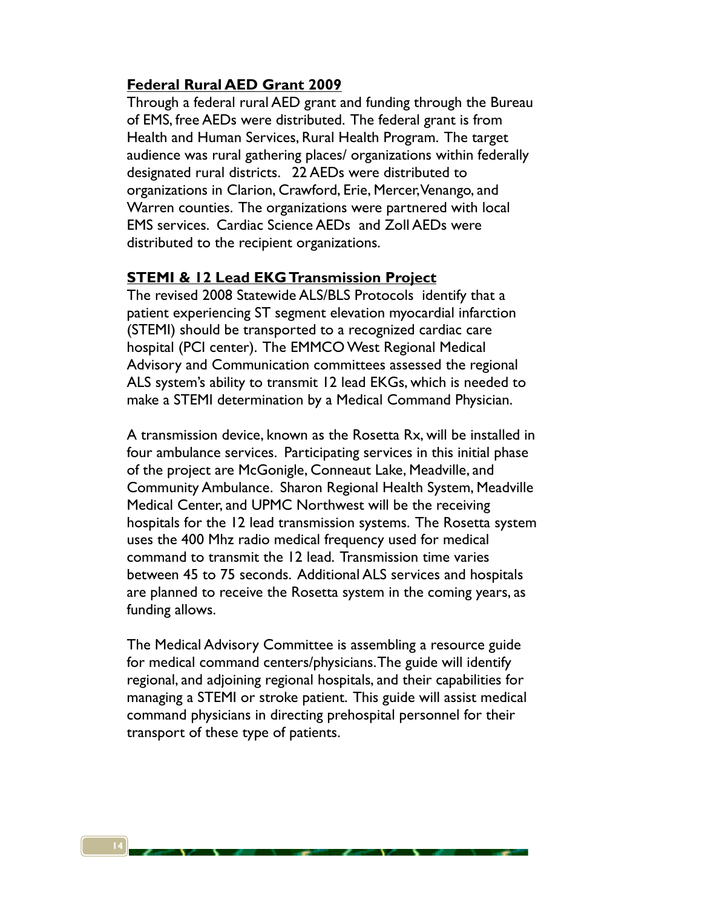## Federal Rural AED Grant 2009

Through a federal rural AED grant and funding through the Bureau of EMS, free AEDs were distributed. The federal grant is from Health and Human Services, Rural Health Program. The target audience was rural gathering places/ organizations within federally designated rural districts. 22 AEDs were distributed to organizations in Clarion, Crawford, Erie, Mercer, Venango, and Warren counties. The organizations were partnered with local EMS services. Cardiac Science AEDs and Zoll AEDs were distributed to the recipient organizations.

## STEMI & 12 Lead EKG Transmission Project

The revised 2008 Statewide ALS/BLS Protocols identify that a patient experiencing ST segment elevation myocardial infarction (STEMI) should be transported to a recognized cardiac care hospital (PCI center). The EMMCO West Regional Medical Advisory and Communication committees assessed the regional ALS system's ability to transmit 12 lead EKGs, which is needed to make a STEMI determination by a Medical Command Physician.

A transmission device, known as the Rosetta Rx, will be installed in four ambulance services. Participating services in this initial phase of the project are McGonigle, Conneaut Lake, Meadville, and Community Ambulance. Sharon Regional Health System, Meadville Medical Center, and UPMC Northwest will be the receiving hospitals for the 12 lead transmission systems. The Rosetta system uses the 400 Mhz radio medical frequency used for medical command to transmit the 12 lead. Transmission time varies between 45 to 75 seconds. Additional ALS services and hospitals are planned to receive the Rosetta system in the coming years, as funding allows.

The Medical Advisory Committee is assembling a resource guide for medical command centers/physicians. The guide will identify regional, and adjoining regional hospitals, and their capabilities for managing a STEMI or stroke patient. This guide will assist medical command physicians in directing prehospital personnel for their transport of these type of patients.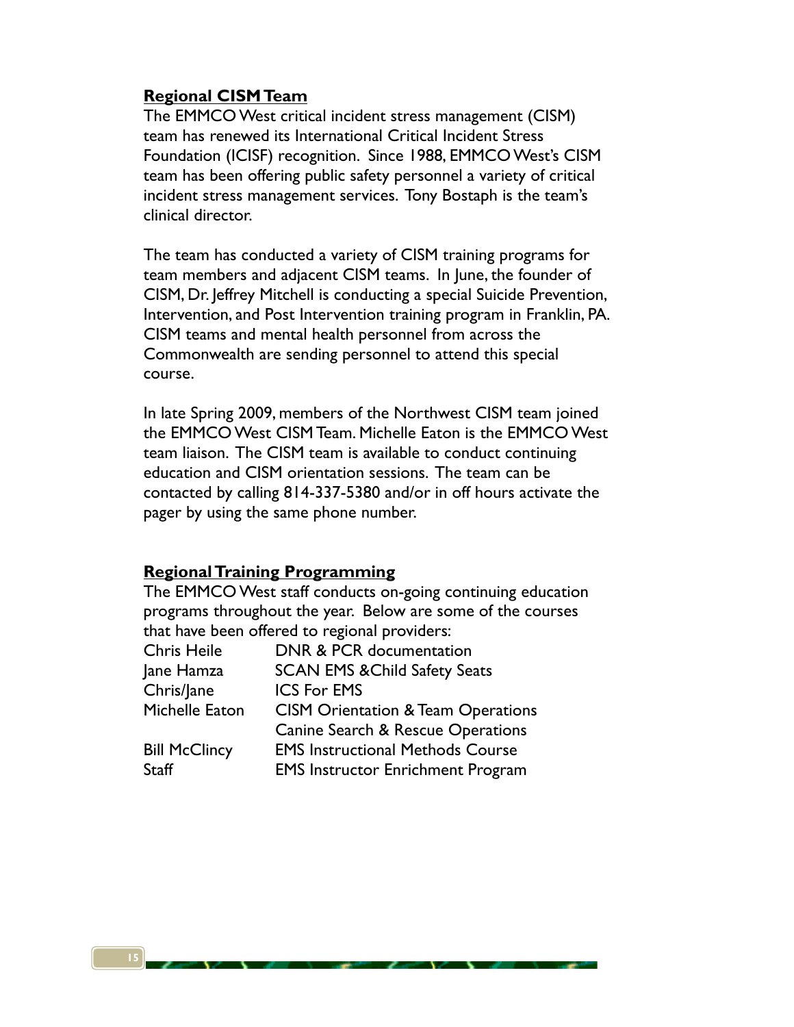## Regional CISM Team

The EMMCO West critical incident stress management (CISM) team has renewed its International Critical Incident Stress Foundation (ICISF) recognition. Since 1988, EMMCO West's CISM team has been offering public safety personnel a variety of critical incident stress management services. Tony Bostaph is the team's clinical director.

The team has conducted a variety of CISM training programs for team members and adjacent CISM teams. In June, the founder of CISM, Dr. Jeffrey Mitchell is conducting a special Suicide Prevention, Intervention, and Post Intervention training program in Franklin, PA. CISM teams and mental health personnel from across the Commonwealth are sending personnel to attend this special course.

In late Spring 2009, members of the Northwest CISM team joined the EMMCO West CISM Team. Michelle Eaton is the EMMCO West team liaison. The CISM team is available to conduct continuing education and CISM orientation sessions. The team can be contacted by calling 814-337-5380 and/or in off hours activate the pager by using the same phone number.

## Regional Training Programming

The EMMCO West staff conducts on-going continuing education programs throughout the year. Below are some of the courses that have been offered to regional providers:

| | |
|---|---|
| Chris Heile | DNR & PCR documentation |
| Jane Hamza | SCAN EMS &Child Safety Seats |
| Chris/Jane | ICS For EMS |
| Michelle Eaton | CISM Orientation & Team Operations |
| | Canine Search & Rescue Operations |
| Bill McClincy | EMS Instructional Methods Course |
| Staff | EMS Instructor Enrichment Program |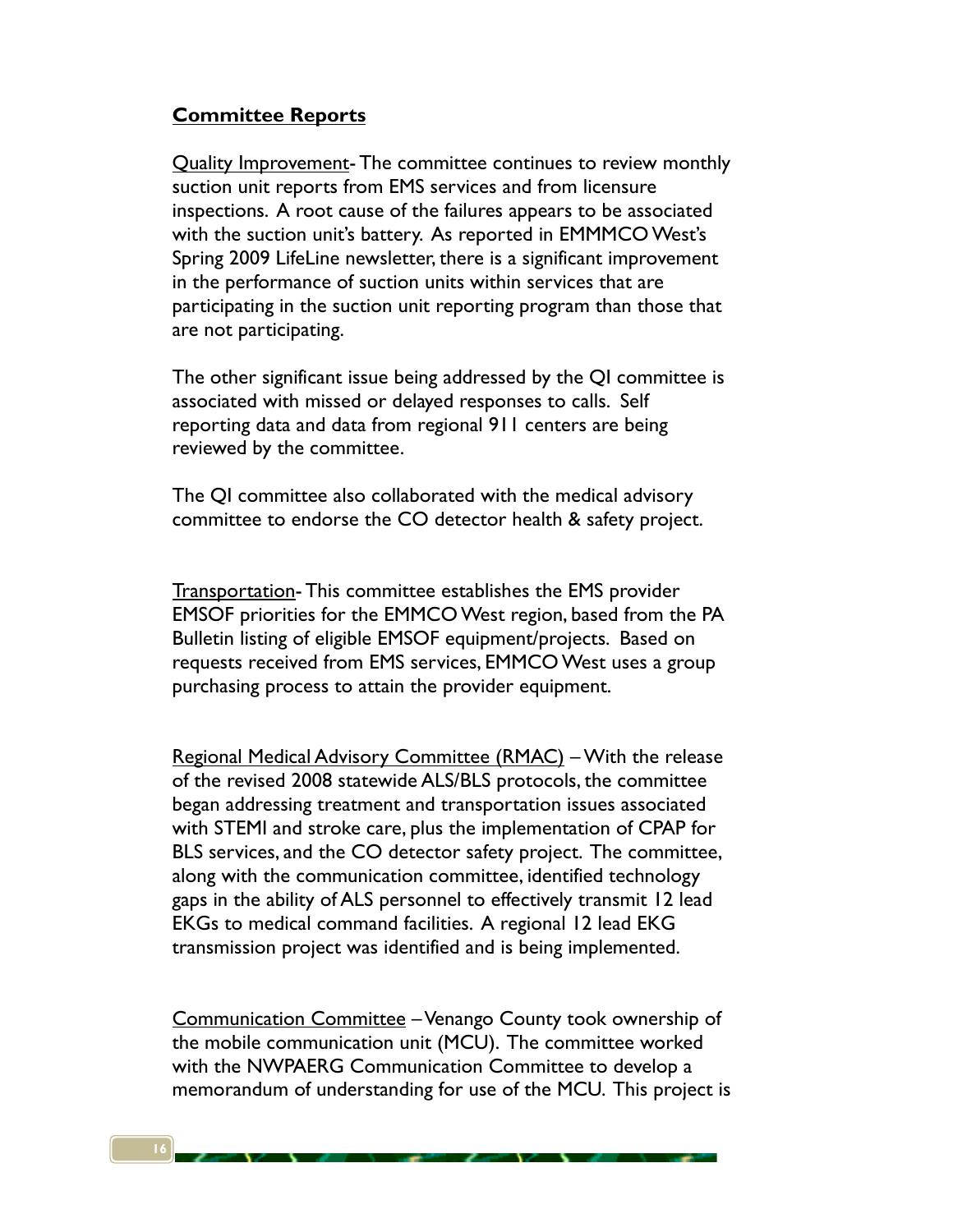## **Committee Reports**

Quality Improvement- The committee continues to review monthly suction unit reports from EMS services and from licensure inspections. A root cause of the failures appears to be associated with the suction unit's battery. As reported in EMMMCO West's Spring 2009 LifeLine newsletter, there is a significant improvement in the performance of suction units within services that are participating in the suction unit reporting program than those that are not participating.

The other significant issue being addressed by the QI committee is associated with missed or delayed responses to calls. Self reporting data and data from regional 911 centers are being reviewed by the committee.

The QI committee also collaborated with the medical advisory committee to endorse the CO detector health & safety project.

Transportation- This committee establishes the EMS provider EMSOF priorities for the EMMCO West region, based from the PA Bulletin listing of eligible EMSOF equipment/projects. Based on requests received from EMS services, EMMCO West uses a group purchasing process to attain the provider equipment.

Regional Medical Advisory Committee (RMAC) – With the release of the revised 2008 statewide ALS/BLS protocols, the committee began addressing treatment and transportation issues associated with STEMI and stroke care, plus the implementation of CPAP for BLS services, and the CO detector safety project. The committee, along with the communication committee, identified technology gaps in the ability of ALS personnel to effectively transmit 12 lead EKGs to medical command facilities. A regional 12 lead EKG transmission project was identified and is being implemented.

Communication Committee – Venango County took ownership of the mobile communication unit (MCU). The committee worked with the NWPAERG Communication Committee to develop a memorandum of understanding for use of the MCU. This project is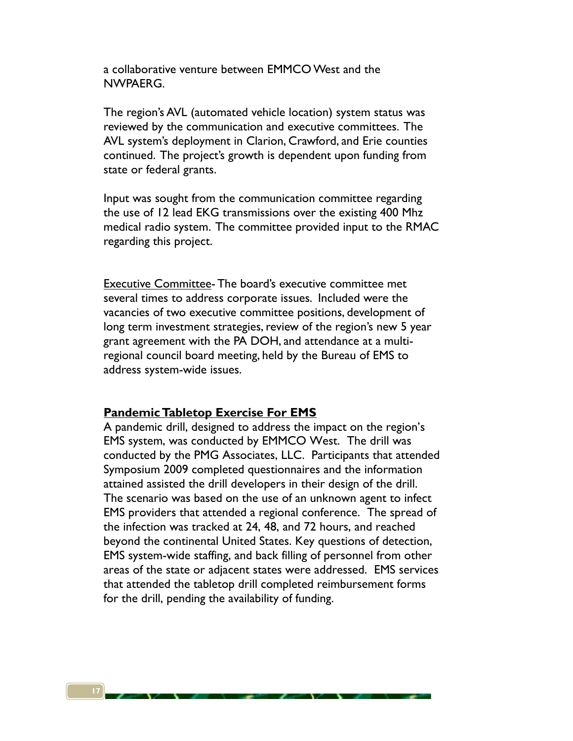a collaborative venture between EMMCO West and the NWPAERG.

The region's AVL (automated vehicle location) system status was reviewed by the communication and executive committees. The AVL system's deployment in Clarion, Crawford, and Erie counties continued. The project's growth is dependent upon funding from state or federal grants.

Input was sought from the communication committee regarding the use of 12 lead EKG transmissions over the existing 400 Mhz medical radio system. The committee provided input to the RMAC regarding this project.

Executive Committee- The board's executive committee met several times to address corporate issues. Included were the vacancies of two executive committee positions, development of long term investment strategies, review of the region's new 5 year grant agreement with the PA DOH, and attendance at a multi-regional council board meeting, held by the Bureau of EMS to address system-wide issues.

## Pandemic Tabletop Exercise For EMS

A pandemic drill, designed to address the impact on the region's EMS system, was conducted by EMMCO West. The drill was conducted by the PMG Associates, LLC. Participants that attended Symposium 2009 completed questionnaires and the information attained assisted the drill developers in their design of the drill. The scenario was based on the use of an unknown agent to infect EMS providers that attended a regional conference. The spread of the infection was tracked at 24, 48, and 72 hours, and reached beyond the continental United States. Key questions of detection, EMS system-wide staffing, and back filling of personnel from other areas of the state or adjacent states were addressed. EMS services that attended the tabletop drill completed reimbursement forms for the drill, pending the availability of funding.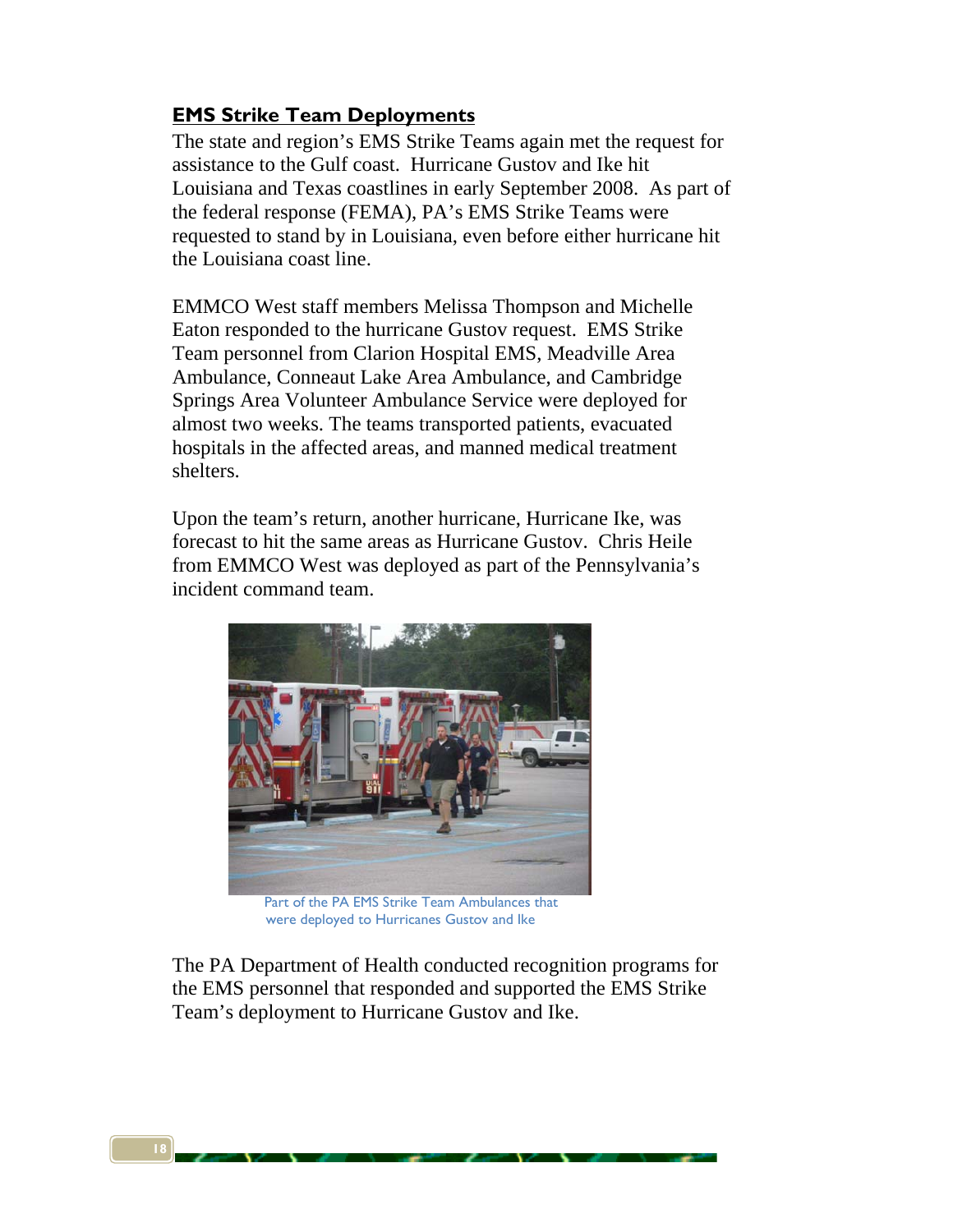## EMS Strike Team Deployments

The state and region's EMS Strike Teams again met the request for assistance to the Gulf coast. Hurricane Gustov and Ike hit Louisiana and Texas coastlines in early September 2008. As part of the federal response (FEMA), PA's EMS Strike Teams were requested to stand by in Louisiana, even before either hurricane hit the Louisiana coast line.

EMMCO West staff members Melissa Thompson and Michelle Eaton responded to the hurricane Gustov request. EMS Strike Team personnel from Clarion Hospital EMS, Meadville Area Ambulance, Conneaut Lake Area Ambulance, and Cambridge Springs Area Volunteer Ambulance Service were deployed for almost two weeks. The teams transported patients, evacuated hospitals in the affected areas, and manned medical treatment shelters.

Upon the team's return, another hurricane, Hurricane Ike, was forecast to hit the same areas as Hurricane Gustov. Chris Heile from EMMCO West was deployed as part of the Pennsylvania's incident command team.

Part of the PA EMS Strike Team Ambulances that were deployed to Hurricanes Gustov and Ike

The PA Department of Health conducted recognition programs for the EMS personnel that responded and supported the EMS Strike Team's deployment to Hurricane Gustov and Ike.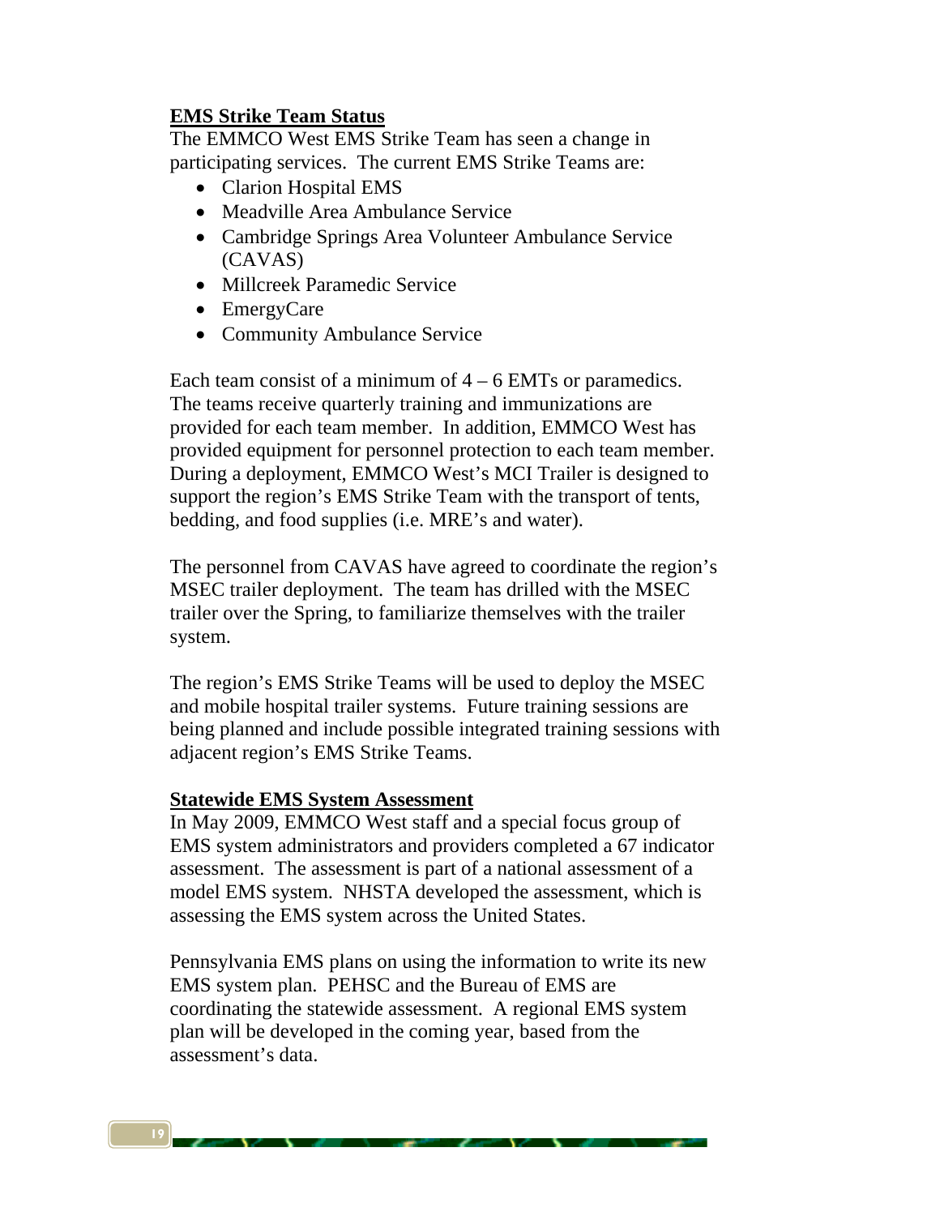## EMS Strike Team Status

The EMMCO West EMS Strike Team has seen a change in participating services. The current EMS Strike Teams are:

- Clarion Hospital EMS
- Meadville Area Ambulance Service
- Cambridge Springs Area Volunteer Ambulance Service (CAVAS)
- Millcreek Paramedic Service
- EmergyCare
- Community Ambulance Service

Each team consist of a minimum of 4 – 6 EMTs or paramedics. The teams receive quarterly training and immunizations are provided for each team member. In addition, EMMCO West has provided equipment for personnel protection to each team member. During a deployment, EMMCO West's MCI Trailer is designed to support the region's EMS Strike Team with the transport of tents, bedding, and food supplies (i.e. MRE's and water).

The personnel from CAVAS have agreed to coordinate the region's MSEC trailer deployment. The team has drilled with the MSEC trailer over the Spring, to familiarize themselves with the trailer system.

The region's EMS Strike Teams will be used to deploy the MSEC and mobile hospital trailer systems. Future training sessions are being planned and include possible integrated training sessions with adjacent region's EMS Strike Teams.

## Statewide EMS System Assessment

In May 2009, EMMCO West staff and a special focus group of EMS system administrators and providers completed a 67 indicator assessment. The assessment is part of a national assessment of a model EMS system. NHSTA developed the assessment, which is assessing the EMS system across the United States.

Pennsylvania EMS plans on using the information to write its new EMS system plan. PEHSC and the Bureau of EMS are coordinating the statewide assessment. A regional EMS system plan will be developed in the coming year, based from the assessment's data.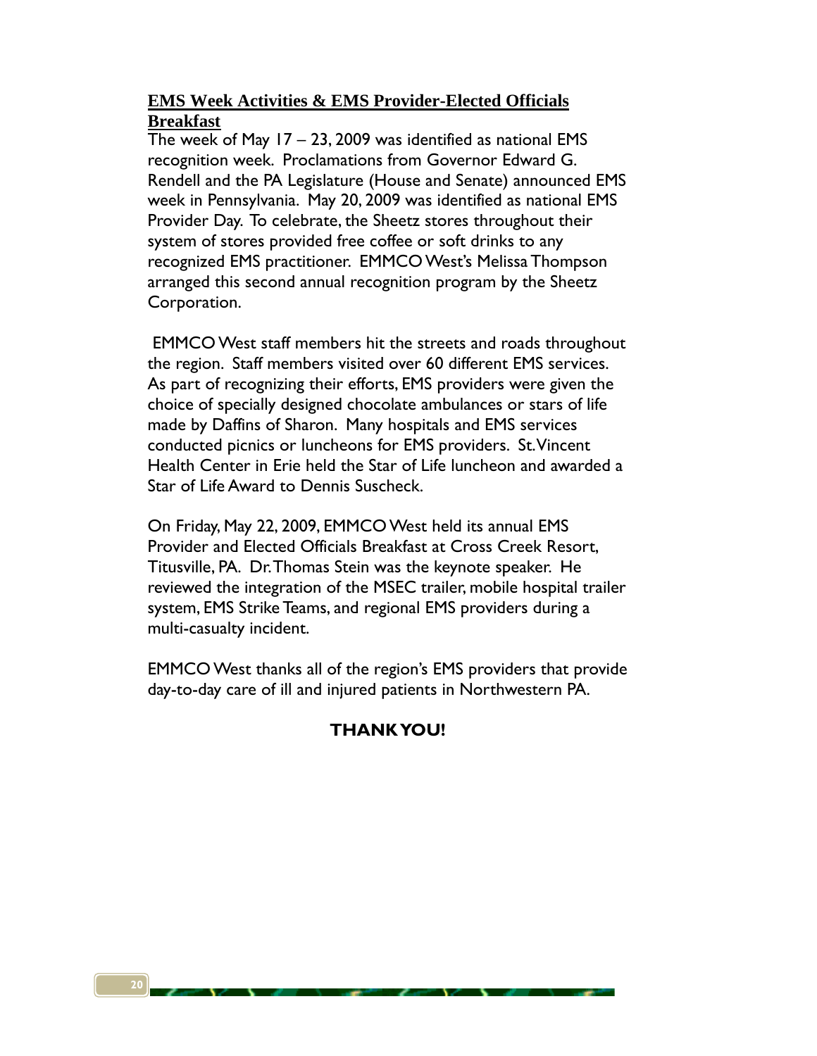## EMS Week Activities & EMS Provider-Elected Officials Breakfast

The week of May 17 – 23, 2009 was identified as national EMS recognition week. Proclamations from Governor Edward G. Rendell and the PA Legislature (House and Senate) announced EMS week in Pennsylvania. May 20, 2009 was identified as national EMS Provider Day. To celebrate, the Sheetz stores throughout their system of stores provided free coffee or soft drinks to any recognized EMS practitioner. EMMCO West's Melissa Thompson arranged this second annual recognition program by the Sheetz Corporation.

EMMCO West staff members hit the streets and roads throughout the region. Staff members visited over 60 different EMS services. As part of recognizing their efforts, EMS providers were given the choice of specially designed chocolate ambulances or stars of life made by Daffins of Sharon. Many hospitals and EMS services conducted picnics or luncheons for EMS providers. St. Vincent Health Center in Erie held the Star of Life luncheon and awarded a Star of Life Award to Dennis Suscheck.

On Friday, May 22, 2009, EMMCO West held its annual EMS Provider and Elected Officials Breakfast at Cross Creek Resort, Titusville, PA. Dr. Thomas Stein was the keynote speaker. He reviewed the integration of the MSEC trailer, mobile hospital trailer system, EMS Strike Teams, and regional EMS providers during a multi-casualty incident.

EMMCO West thanks all of the region's EMS providers that provide day-to-day care of ill and injured patients in Northwestern PA.

**THANK YOU!**